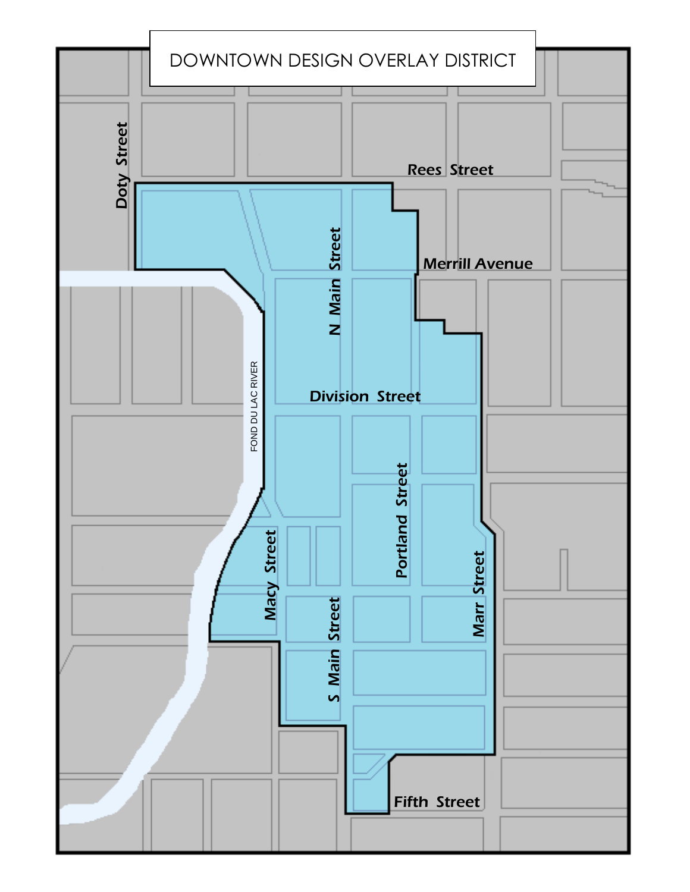# DOWNTOWN DESIGN OVERLAY DISTRICT

Doty Street

Rees Street

Merrill Avenue

N Main Street

Division Street

FOND DU LAC RIVER

Portland Street

Macy Street

Marr Street

S Main Street

Fifth Street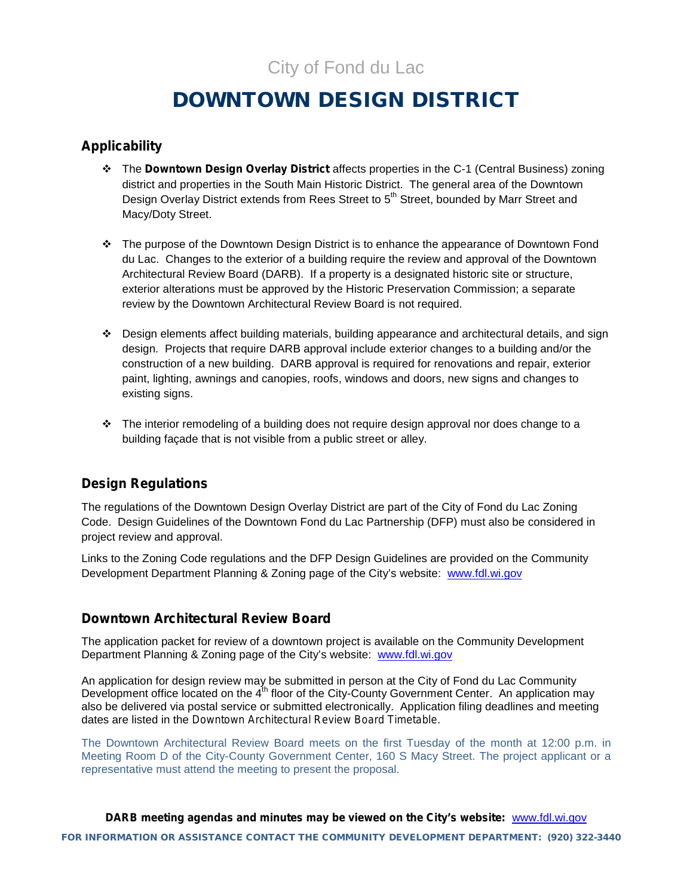City of Fond du Lac

# DOWNTOWN DESIGN DISTRICT

## Applicability

- The **Downtown Design Overlay District** affects properties in the C-1 (Central Business) zoning district and properties in the South Main Historic District. The general area of the Downtown Design Overlay District extends from Rees Street to 5th Street, bounded by Marr Street and Macy/Doty Street.

- The purpose of the Downtown Design District is to enhance the appearance of Downtown Fond du Lac. Changes to the exterior of a building require the review and approval of the Downtown Architectural Review Board (DARB). If a property is a designated historic site or structure, exterior alterations must be approved by the Historic Preservation Commission; a separate review by the Downtown Architectural Review Board is not required.

- Design elements affect building materials, building appearance and architectural details, and sign design. Projects that require DARB approval include exterior changes to a building and/or the construction of a new building. DARB approval is required for renovations and repair, exterior paint, lighting, awnings and canopies, roofs, windows and doors, new signs and changes to existing signs.

- The interior remodeling of a building does not require design approval nor does change to a building façade that is not visible from a public street or alley.

## Design Regulations

The regulations of the Downtown Design Overlay District are part of the City of Fond du Lac Zoning Code. Design Guidelines of the Downtown Fond du Lac Partnership (DFP) must also be considered in project review and approval.

Links to the Zoning Code regulations and the DFP Design Guidelines are provided on the Community Development Department Planning & Zoning page of the City's website: www.fdl.wi.gov

## Downtown Architectural Review Board

The application packet for review of a downtown project is available on the Community Development Department Planning & Zoning page of the City's website: www.fdl.wi.gov

An application for design review may be submitted in person at the City of Fond du Lac Community Development office located on the 4th floor of the City-County Government Center. An application may also be delivered via postal service or submitted electronically. Application filing deadlines and meeting dates are listed in the *Downtown Architectural Review Board Timetable*.

The Downtown Architectural Review Board meets on the first Tuesday of the month at 12:00 p.m. in Meeting Room D of the City-County Government Center, 160 S Macy Street. The project applicant or a representative must attend the meeting to present the proposal.

**DARB meeting agendas and minutes may be viewed on the City's website:** www.fdl.wi.gov

**FOR INFORMATION OR ASSISTANCE CONTACT THE COMMUNITY DEVELOPMENT DEPARTMENT: (920) 322-3440**